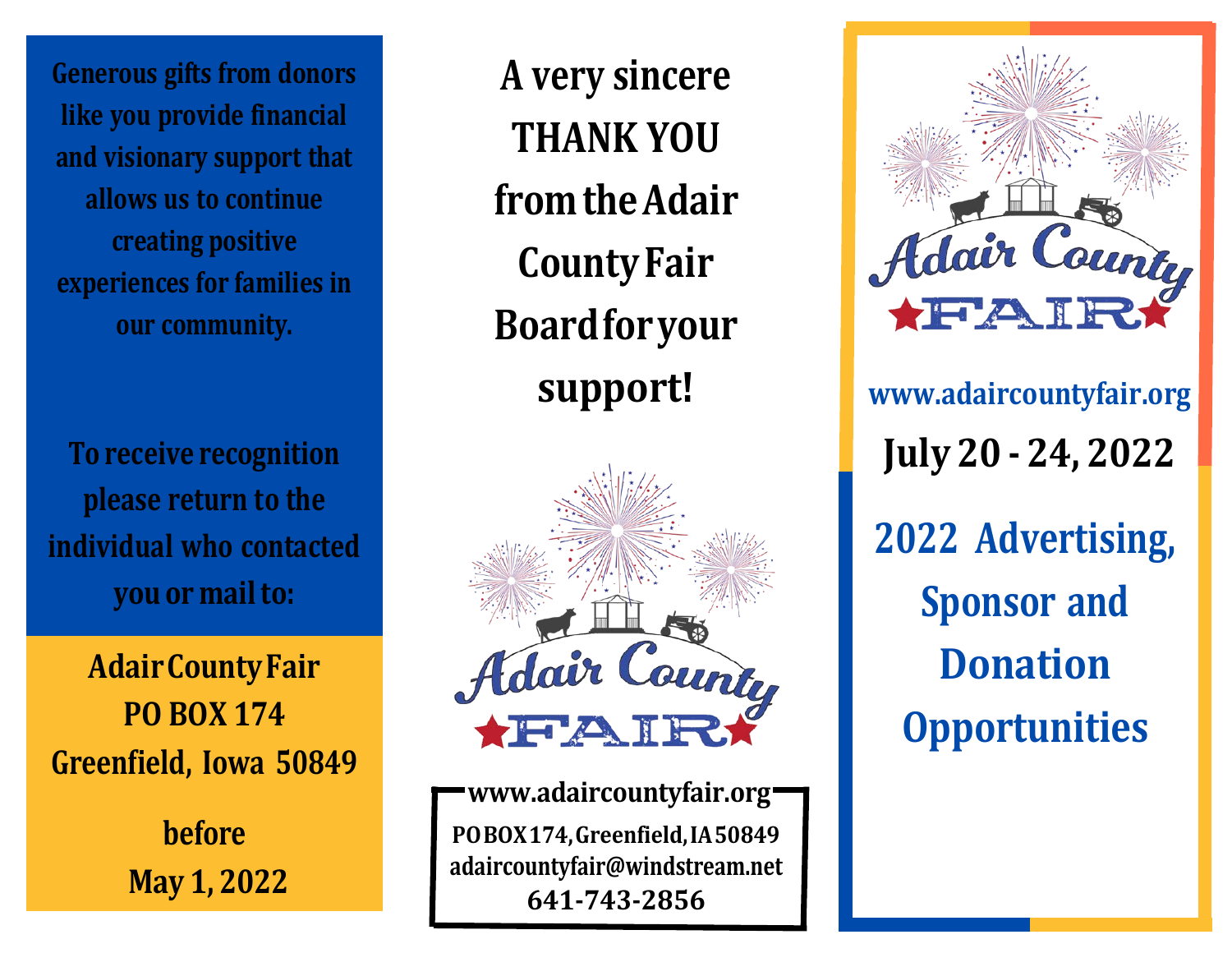Generous gifts from donors like you provide financial and visionary support that allows us to continue creating positive experiences for families in our community.

**To receive recognition please return to the individual who contacted you or mail to:**

**Adair County Fair**
**PO BOX 174**
**Greenfield, Iowa 50849**

**before**
**May 1, 2022**

# A very sincere THANK YOU from the Adair County Fair Board for your support!

Adair County FAIR

**www.adaircountyfair.org**
PO BOX 174, Greenfield, IA 50849
adaircountyfair@windstream.net
641-743-2856

Adair County FAIR

www.adaircountyfair.org

**July 20 - 24, 2022**

# 2022 Advertising, Sponsor and Donation Opportunities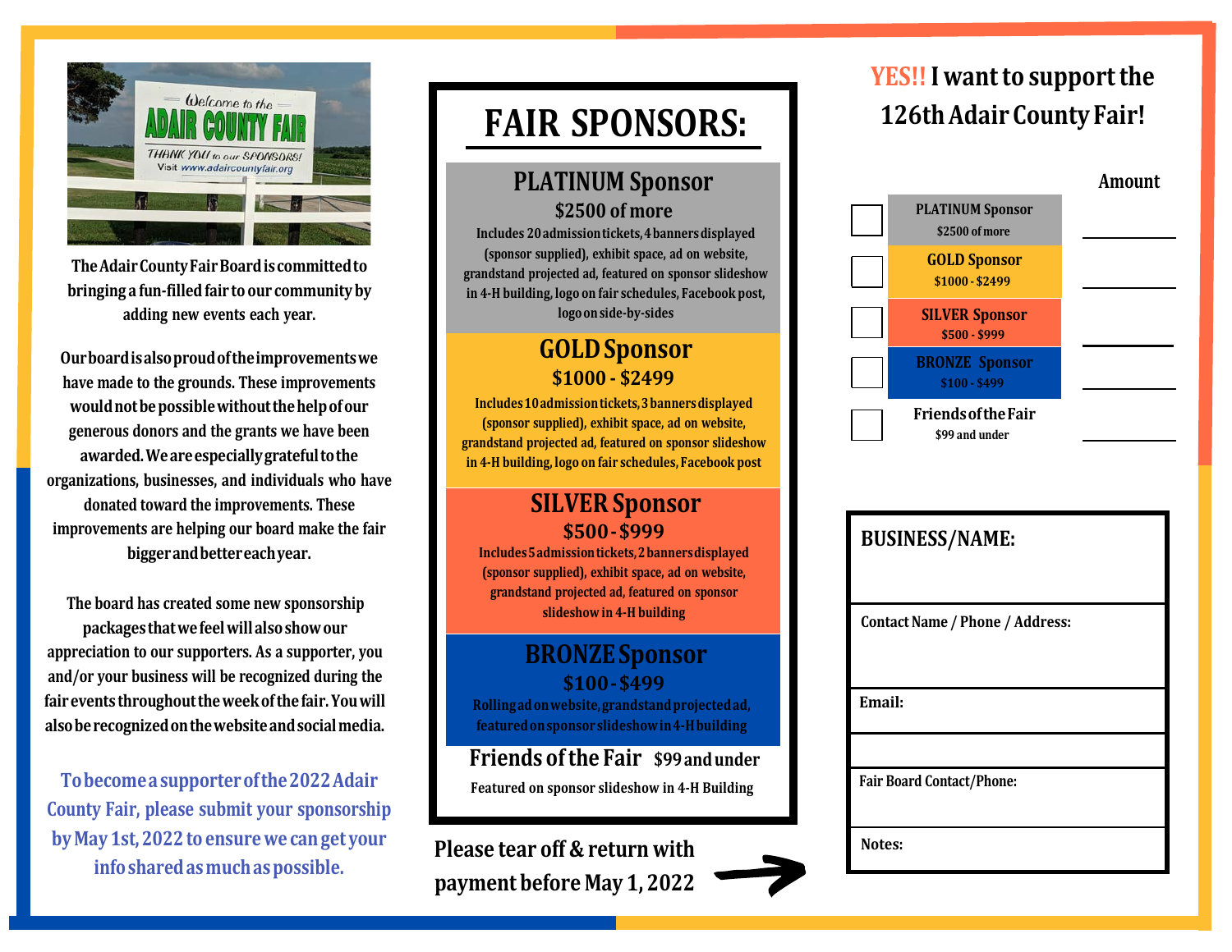The Adair County Fair Board is committed to bringing a fun-filled fair to our community by adding new events each year.

Our board is also proud of the improvements we have made to the grounds. These improvements would not be possible without the help of our generous donors and the grants we have been awarded. We are especially grateful to the organizations, businesses, and individuals who have donated toward the improvements. These improvements are helping our board make the fair bigger and better each year.

The board has created some new sponsorship packages that we feel will also show our appreciation to our supporters. As a supporter, you and/or your business will be recognized during the fair events throughout the week of the fair. You will also be recognized on the website and social media.

**To become a supporter of the 2022 Adair County Fair, please submit your sponsorship by May 1st, 2022 to ensure we can get your info shared as much as possible.**

# FAIR SPONSORS:

## PLATINUM Sponsor

**$2500 of more**

Includes 20 admission tickets, 4 banners displayed (sponsor supplied), exhibit space, ad on website, grandstand projected ad, featured on sponsor slideshow in 4-H building, logo on fair schedules, Facebook post, logo on side-by-sides

## GOLD Sponsor

**$1000 - $2499**

Includes 10 admission tickets, 3 banners displayed (sponsor supplied), exhibit space, ad on website, grandstand projected ad, featured on sponsor slideshow in 4-H building, logo on fair schedules, Facebook post

## SILVER Sponsor

**$500 - $999**

Includes 5 admission tickets, 2 banners displayed (sponsor supplied), exhibit space, ad on website, grandstand projected ad, featured on sponsor slideshow in 4-H building

## BRONZE Sponsor

**$100 - $499**

Rolling ad on website, grandstand projected ad, featured on sponsor slideshow in 4-H building

## Friends of the Fair $99 and under

Featured on sponsor slideshow in 4-H Building

**Please tear off & return with payment before May 1, 2022**

## YES!! I want to support the 126th Adair County Fair!

| | | Amount |
|---|---|---|
| ☐ | PLATINUM Sponsor $2500 of more | ________ |
| ☐ | GOLD Sponsor $1000 - $2499 | ________ |
| ☐ | SILVER Sponsor $500 - $999 | ________ |
| ☐ | BRONZE Sponsor $100 - $499 | ________ |
| ☐ | Friends of the Fair $99 and under | ________ |

**BUSINESS/NAME:**

Contact Name / Phone / Address:

Email:

Fair Board Contact/Phone:

Notes: